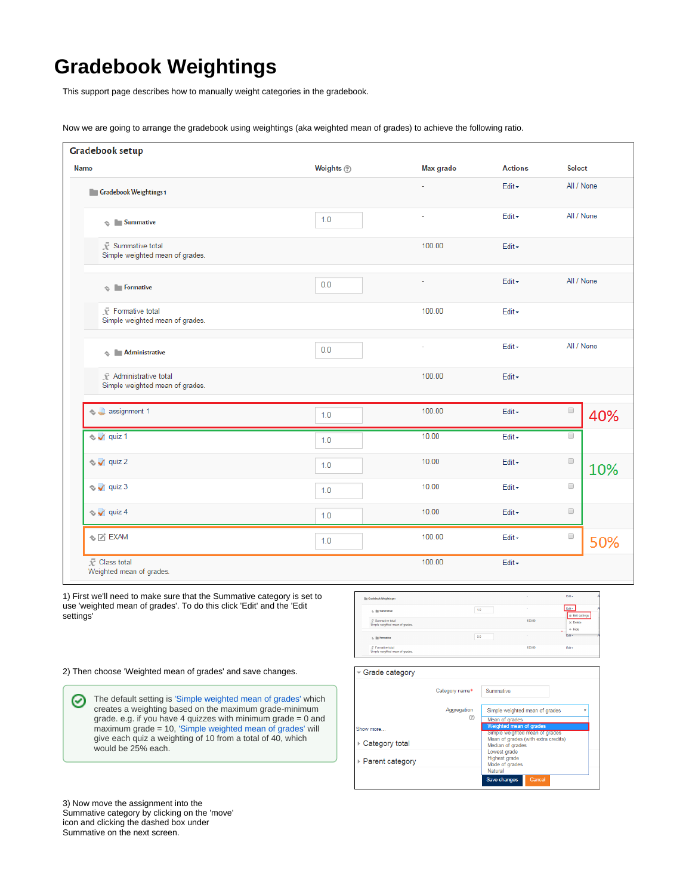# Gradebook Weightings

This support page describes how to manually weight categories in the gradebook.

Now we are going to arrange the gradebook using weightings (aka weighted mean of grades) to achieve the following ratio.

**Gradebook setup**

| Name | Weights | Max grade | Actions | Select | |
|---|---|---|---|---|---|
| Gradebook Weightings 1 | | - | Edit | All / None | |
| Summative | 1.0 | - | Edit | All / None | |
| Summative total<br>Simple weighted mean of grades. | | 100.00 | Edit | | |
| Formative | 0.0 | - | Edit | All / None | |
| Formative total<br>Simple weighted mean of grades. | | 100.00 | Edit | | |
| Administrative | 0.0 | - | Edit | All / None | |
| Administrative total<br>Simple weighted mean of grades. | | 100.00 | Edit | | |
| assignment 1 | 1.0 | 100.00 | Edit | | 40% |
| quiz 1 | 1.0 | 10.00 | Edit | | 10% |
| quiz 2 | 1.0 | 10.00 | Edit | | |
| quiz 3 | 1.0 | 10.00 | Edit | | |
| quiz 4 | 1.0 | 10.00 | Edit | | |
| EXAM | 1.0 | 100.00 | Edit | | 50% |
| Class total<br>Weighted mean of grades. | | 100.00 | Edit | | |

1) First we'll need to make sure that the Summative category is set to use 'weighted mean of grades'. To do this click 'Edit' and the 'Edit settings'

2) Then choose 'Weighted mean of grades' and save changes.

> The default setting is 'Simple weighted mean of grades' which creates a weighting based on the maximum grade-minimum grade. e.g. if you have 4 quizzes with minimum grade = 0 and maximum grade = 10, 'Simple weighted mean of grades' will give each quiz a weighting of 10 from a total of 40, which would be 25% each.

3) Now move the assignment into the Summative category by clicking on the 'move' icon and clicking the dashed box under Summative on the next screen.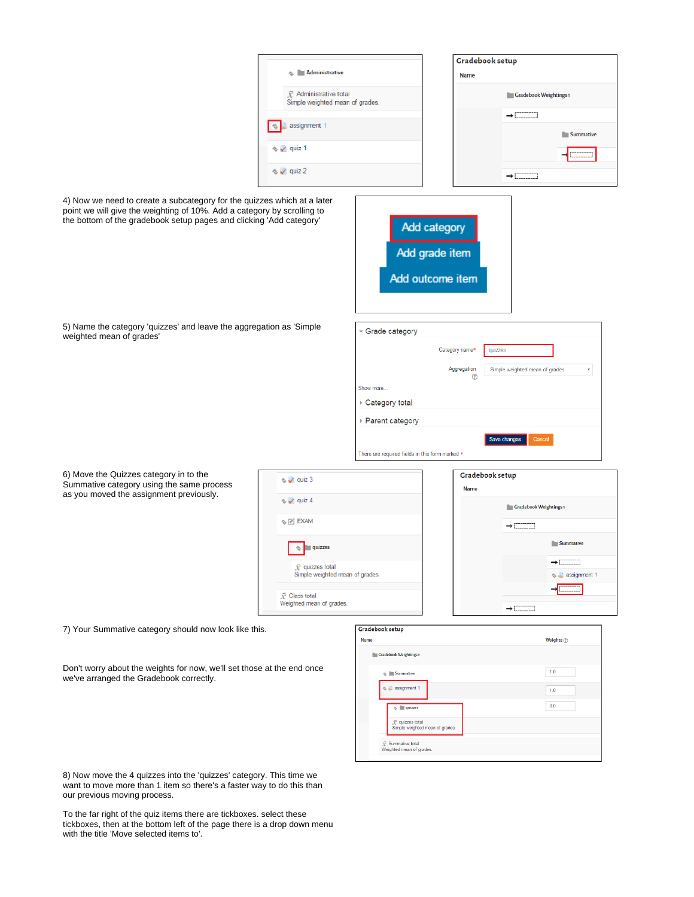4) Now we need to create a subcategory for the quizzes which at a later point we will give the weighting of 10%. Add a category by scrolling to the bottom of the gradebook setup pages and clicking 'Add category'

5) Name the category 'quizzes' and leave the aggregation as 'Simple weighted mean of grades'

6) Move the Quizzes category in to the Summative category using the same process as you moved the assignment previously.

7) Your Summative category should now look like this.

Don't worry about the weights for now, we'll set those at the end once we've arranged the Gradebook correctly.

8) Now move the 4 quizzes into the 'quizzes' category. This time we want to move more than 1 item so there's a faster way to do this than our previous moving process.

To the far right of the quiz items there are tickboxes. select these tickboxes, then at the bottom left of the page there is a drop down menu with the title 'Move selected items to'.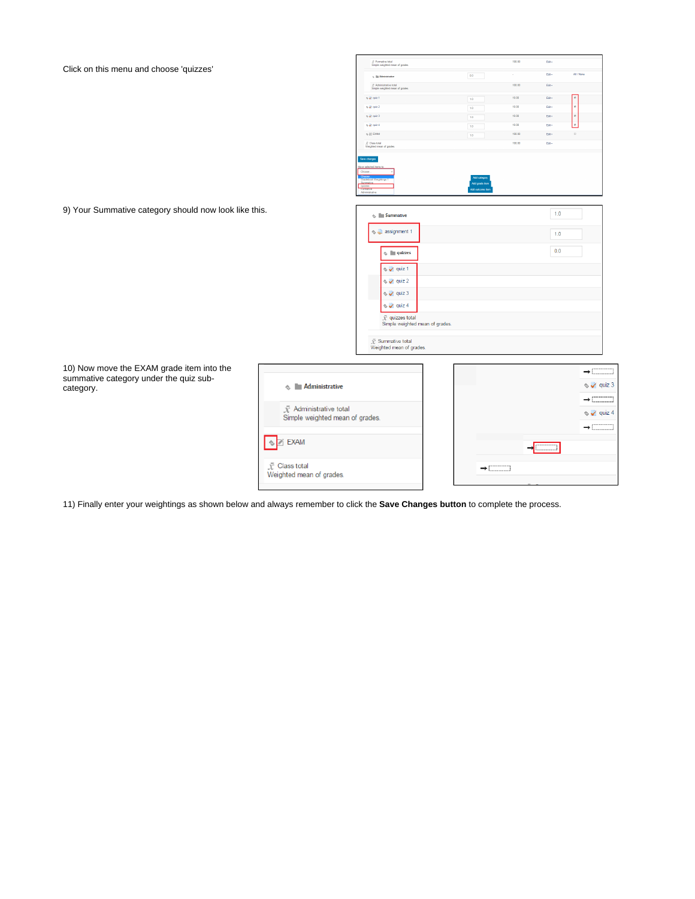Click on this menu and choose 'quizzes'

9) Your Summative category should now look like this.

10) Now move the EXAM grade item into the summative category under the quiz sub-category.

11) Finally enter your weightings as shown below and always remember to click the **Save Changes button** to complete the process.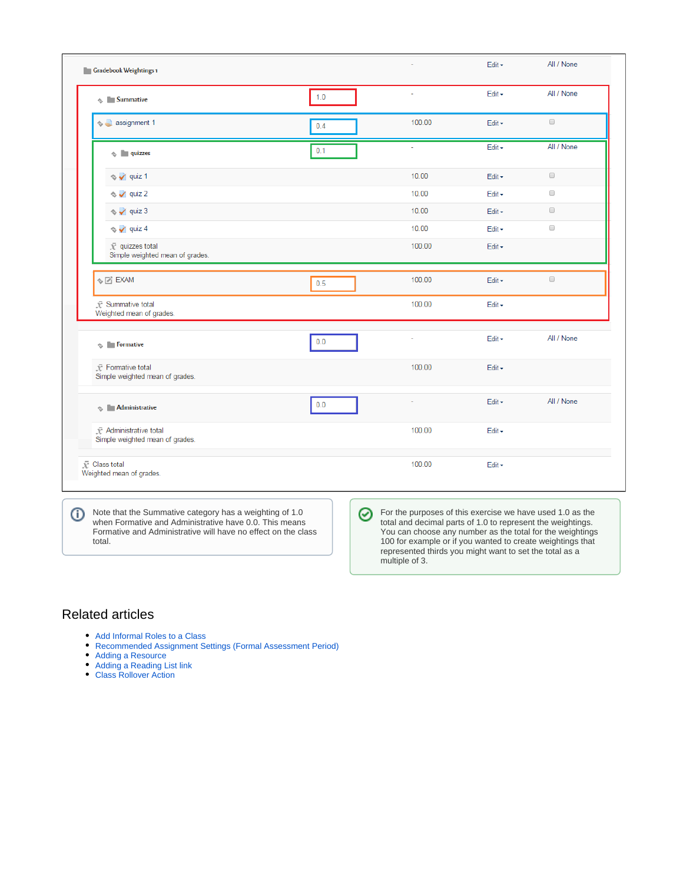| | | | | |
|---|---|---|---|---|
| Gradebook Weightings 1 | | - | Edit | All / None |
| Summative | 1.0 | - | Edit | All / None |
| assignment 1 | 0.4 | 100.00 | Edit | |
| quizzes | 0.1 | - | Edit | All / None |
| quiz 1 | | 10.00 | Edit | |
| quiz 2 | | 10.00 | Edit | |
| quiz 3 | | 10.00 | Edit | |
| quiz 4 | | 10.00 | Edit | |
| quizzes total<br>Simple weighted mean of grades. | | 100.00 | Edit | |
| EXAM | 0.5 | 100.00 | Edit | |
| Summative total<br>Weighted mean of grades. | | 100.00 | Edit | |
| Formative | 0.0 | - | Edit | All / None |
| Formative total<br>Simple weighted mean of grades. | | 100.00 | Edit | |
| Administrative | 0.0 | - | Edit | All / None |
| Administrative total<br>Simple weighted mean of grades. | | 100.00 | Edit | |
| Class total<br>Weighted mean of grades. | | 100.00 | Edit | |

Note that the Summative category has a weighting of 1.0 when Formative and Administrative have 0.0. This means Formative and Administrative will have no effect on the class total.

For the purposes of this exercise we have used 1.0 as the total and decimal parts of 1.0 to represent the weightings. You can choose any number as the total for the weightings 100 for example or if you wanted to create weightings that represented thirds you might want to set the total as a multiple of 3.

## Related articles

- Add Informal Roles to a Class
- Recommended Assignment Settings (Formal Assessment Period)
- Adding a Resource
- Adding a Reading List link
- Class Rollover Action